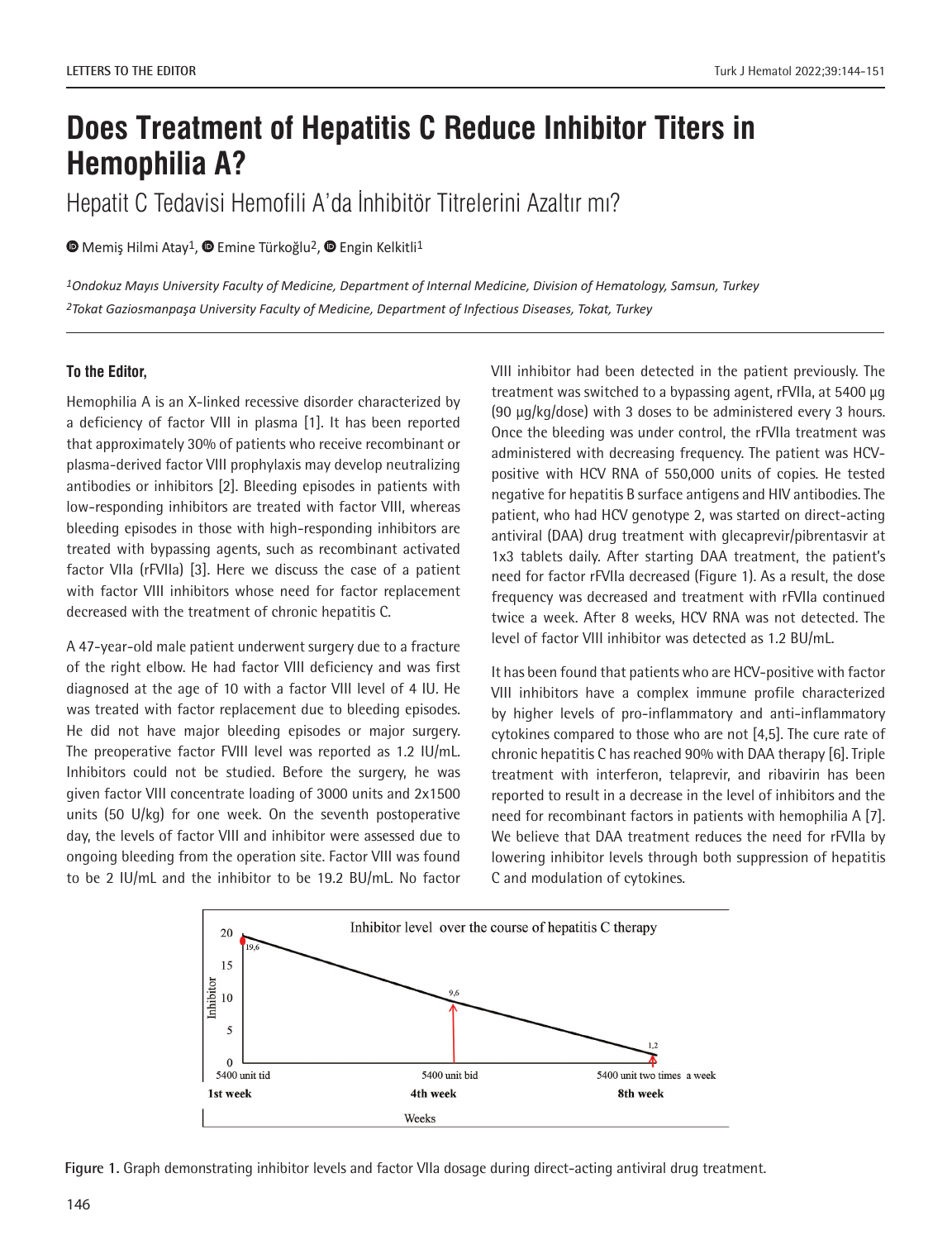# Does Treatment of Hepatitis C Reduce Inhibitor Titers in Hemophilia A?

## Hepatit C Tedavisi Hemofili A'da İnhibitör Titrelerini Azaltır mı?

Memiş Hilmi Atay[1], Emine Türkoğlu[2], Engin Kelkitli[1]

*[1]Ondokuz Mayıs University Faculty of Medicine, Department of Internal Medicine, Division of Hematology, Samsun, Turkey*

*[2]Tokat Gaziosmanpaşa University Faculty of Medicine, Department of Infectious Diseases, Tokat, Turkey*

---

**To the Editor,**

Hemophilia A is an X-linked recessive disorder characterized by a deficiency of factor VIII in plasma [1]. It has been reported that approximately 30% of patients who receive recombinant or plasma-derived factor VIII prophylaxis may develop neutralizing antibodies or inhibitors [2]. Bleeding episodes in patients with low-responding inhibitors are treated with factor VIII, whereas bleeding episodes in those with high-responding inhibitors are treated with bypassing agents, such as recombinant activated factor VIIa (rFVIIa) [3]. Here we discuss the case of a patient with factor VIII inhibitors whose need for factor replacement decreased with the treatment of chronic hepatitis C.

A 47-year-old male patient underwent surgery due to a fracture of the right elbow. He had factor VIII deficiency and was first diagnosed at the age of 10 with a factor VIII level of 4 IU. He was treated with factor replacement due to bleeding episodes. He did not have major bleeding episodes or major surgery. The preoperative factor FVIII level was reported as 1.2 IU/mL. Inhibitors could not be studied. Before the surgery, he was given factor VIII concentrate loading of 3000 units and 2x1500 units (50 U/kg) for one week. On the seventh postoperative day, the levels of factor VIII and inhibitor were assessed due to ongoing bleeding from the operation site. Factor VIII was found to be 2 IU/mL and the inhibitor to be 19.2 BU/mL. No factor VIII inhibitor had been detected in the patient previously. The treatment was switched to a bypassing agent, rFVIIa, at 5400 µg (90 µg/kg/dose) with 3 doses to be administered every 3 hours. Once the bleeding was under control, the rFVIIa treatment was administered with decreasing frequency. The patient was HCV-positive with HCV RNA of 550,000 units of copies. He tested negative for hepatitis B surface antigens and HIV antibodies. The patient, who had HCV genotype 2, was started on direct-acting antiviral (DAA) drug treatment with glecaprevir/pibrentasvir at 1x3 tablets daily. After starting DAA treatment, the patient's need for factor rFVIIa decreased (Figure 1). As a result, the dose frequency was decreased and treatment with rFVIIa continued twice a week. After 8 weeks, HCV RNA was not detected. The level of factor VIII inhibitor was detected as 1.2 BU/mL.

It has been found that patients who are HCV-positive with factor VIII inhibitors have a complex immune profile characterized by higher levels of pro-inflammatory and anti-inflammatory cytokines compared to those who are not [4,5]. The cure rate of chronic hepatitis C has reached 90% with DAA therapy [6]. Triple treatment with interferon, telaprevir, and ribavirin has been reported to result in a decrease in the level of inhibitors and the need for recombinant factors in patients with hemophilia A [7]. We believe that DAA treatment reduces the need for rFVIIa by lowering inhibitor levels through both suppression of hepatitis C and modulation of cytokines.

Figure 1. Graph demonstrating inhibitor levels and factor VIIa dosage during direct-acting antiviral drug treatment.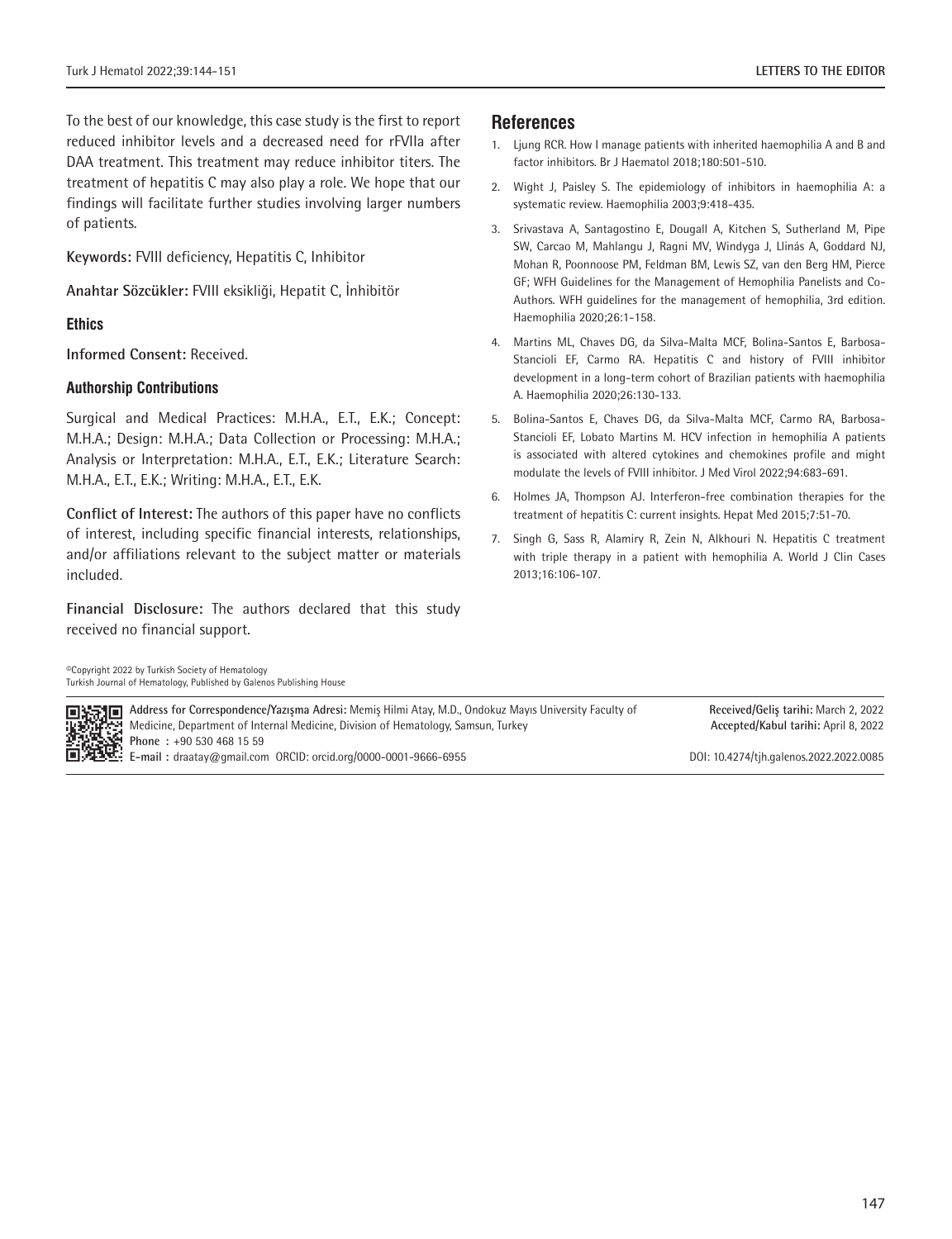To the best of our knowledge, this case study is the first to report reduced inhibitor levels and a decreased need for rFVIIa after DAA treatment. This treatment may reduce inhibitor titers. The treatment of hepatitis C may also play a role. We hope that our findings will facilitate further studies involving larger numbers of patients.

**Keywords:** FVIII deficiency, Hepatitis C, Inhibitor

**Anahtar Sözcükler:** FVIII eksikliği, Hepatit C, İnhibitör

### Ethics

**Informed Consent:** Received.

### Authorship Contributions

Surgical and Medical Practices: M.H.A., E.T., E.K.; Concept: M.H.A.; Design: M.H.A.; Data Collection or Processing: M.H.A.; Analysis or Interpretation: M.H.A., E.T., E.K.; Literature Search: M.H.A., E.T., E.K.; Writing: M.H.A., E.T., E.K.

**Conflict of Interest:** The authors of this paper have no conflicts of interest, including specific financial interests, relationships, and/or affiliations relevant to the subject matter or materials included.

**Financial Disclosure:** The authors declared that this study received no financial support.

## References

1. Ljung RCR. How I manage patients with inherited haemophilia A and B and factor inhibitors. Br J Haematol 2018;180:501-510.
2. Wight J, Paisley S. The epidemiology of inhibitors in haemophilia A: a systematic review. Haemophilia 2003;9:418-435.
3. Srivastava A, Santagostino E, Dougall A, Kitchen S, Sutherland M, Pipe SW, Carcao M, Mahlangu J, Ragni MV, Windyga J, Llinás A, Goddard NJ, Mohan R, Poonnoose PM, Feldman BM, Lewis SZ, van den Berg HM, Pierce GF; WFH Guidelines for the Management of Hemophilia Panelists and Co-Authors. WFH guidelines for the management of hemophilia, 3rd edition. Haemophilia 2020;26:1-158.
4. Martins ML, Chaves DG, da Silva-Malta MCF, Bolina-Santos E, Barbosa-Stancioli EF, Carmo RA. Hepatitis C and history of FVIII inhibitor development in a long-term cohort of Brazilian patients with haemophilia A. Haemophilia 2020;26:130-133.
5. Bolina-Santos E, Chaves DG, da Silva-Malta MCF, Carmo RA, Barbosa-Stancioli EF, Lobato Martins M. HCV infection in hemophilia A patients is associated with altered cytokines and chemokines profile and might modulate the levels of FVIII inhibitor. J Med Virol 2022;94:683-691.
6. Holmes JA, Thompson AJ. Interferon-free combination therapies for the treatment of hepatitis C: current insights. Hepat Med 2015;7:51-70.
7. Singh G, Sass R, Alamiry R, Zein N, Alkhouri N. Hepatitis C treatment with triple therapy in a patient with hemophilia A. World J Clin Cases 2013;16:106-107.

©Copyright 2022 by Turkish Society of Hematology
Turkish Journal of Hematology, Published by Galenos Publishing House

**Address for Correspondence/Yazışma Adresi:** Memiş Hilmi Atay, M.D., Ondokuz Mayıs University Faculty of Medicine, Department of Internal Medicine, Division of Hematology, Samsun, Turkey
**Phone :** +90 530 468 15 59
**E-mail :** draatay@gmail.com ORCID: orcid.org/0000-0001-9666-6955

**Received/Geliş tarihi:** March 2, 2022
**Accepted/Kabul tarihi:** April 8, 2022

DOI: 10.4274/tjh.galenos.2022.2022.0085